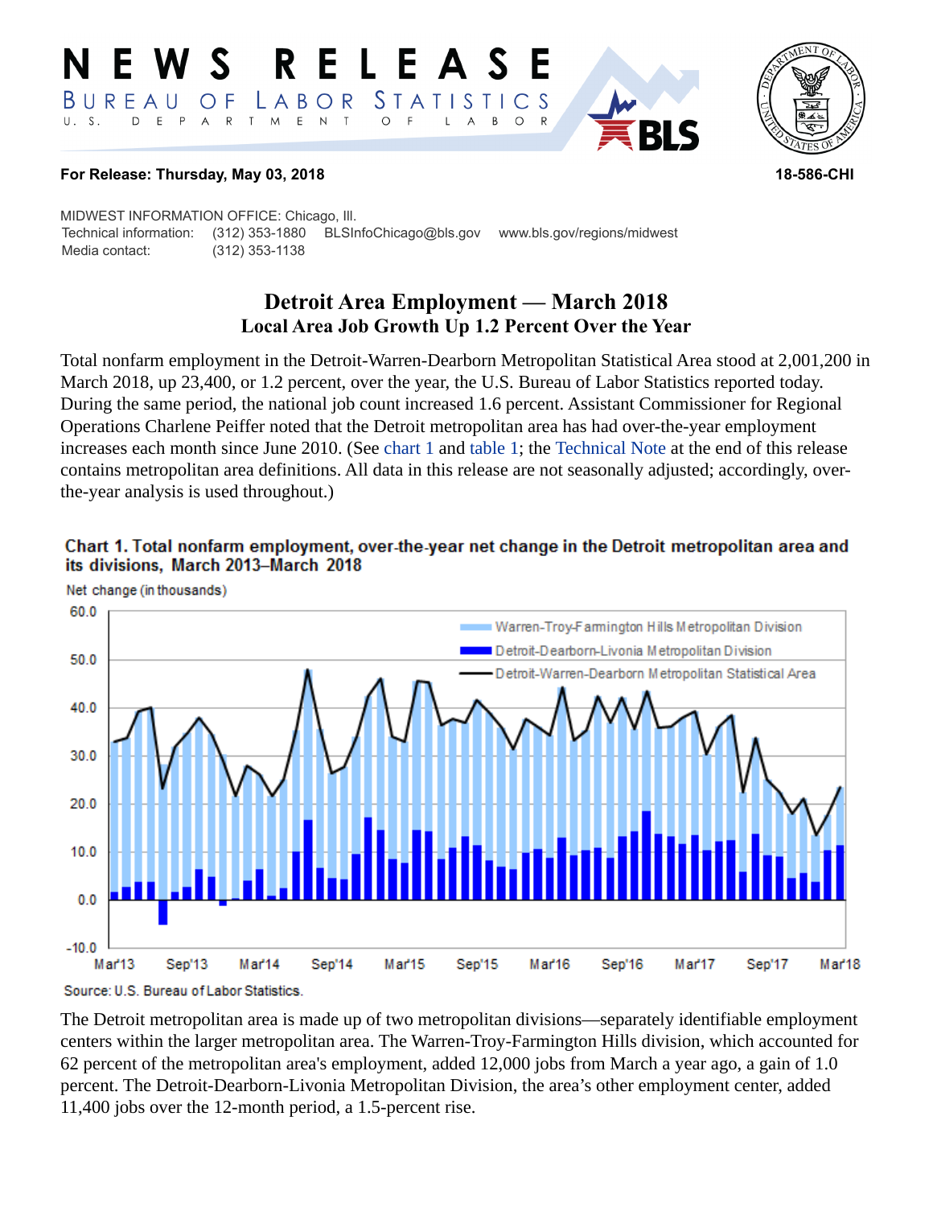# NEWS RELEASE

BUREAU OF LABOR STATISTICS
U. S. DEPARTMENT OF LABOR

**For Release: Thursday, May 03, 2018** **18-586-CHI**

MIDWEST INFORMATION OFFICE: Chicago, Ill.
Technical information: (312) 353-1880 BLSInfoChicago@bls.gov www.bls.gov/regions/midwest
Media contact: (312) 353-1138

## Detroit Area Employment — March 2018

### Local Area Job Growth Up 1.2 Percent Over the Year

Total nonfarm employment in the Detroit-Warren-Dearborn Metropolitan Statistical Area stood at 2,001,200 in March 2018, up 23,400, or 1.2 percent, over the year, the U.S. Bureau of Labor Statistics reported today. During the same period, the national job count increased 1.6 percent. Assistant Commissioner for Regional Operations Charlene Peiffer noted that the Detroit metropolitan area has had over-the-year employment increases each month since June 2010. (See chart 1 and table 1; the Technical Note at the end of this release contains metropolitan area definitions. All data in this release are not seasonally adjusted; accordingly, over-the-year analysis is used throughout.)

**Chart 1. Total nonfarm employment, over-the-year net change in the Detroit metropolitan area and its divisions, March 2013–March 2018**

Source: U.S. Bureau of Labor Statistics.

The Detroit metropolitan area is made up of two metropolitan divisions—separately identifiable employment centers within the larger metropolitan area. The Warren-Troy-Farmington Hills division, which accounted for 62 percent of the metropolitan area's employment, added 12,000 jobs from March a year ago, a gain of 1.0 percent. The Detroit-Dearborn-Livonia Metropolitan Division, the area's other employment center, added 11,400 jobs over the 12-month period, a 1.5-percent rise.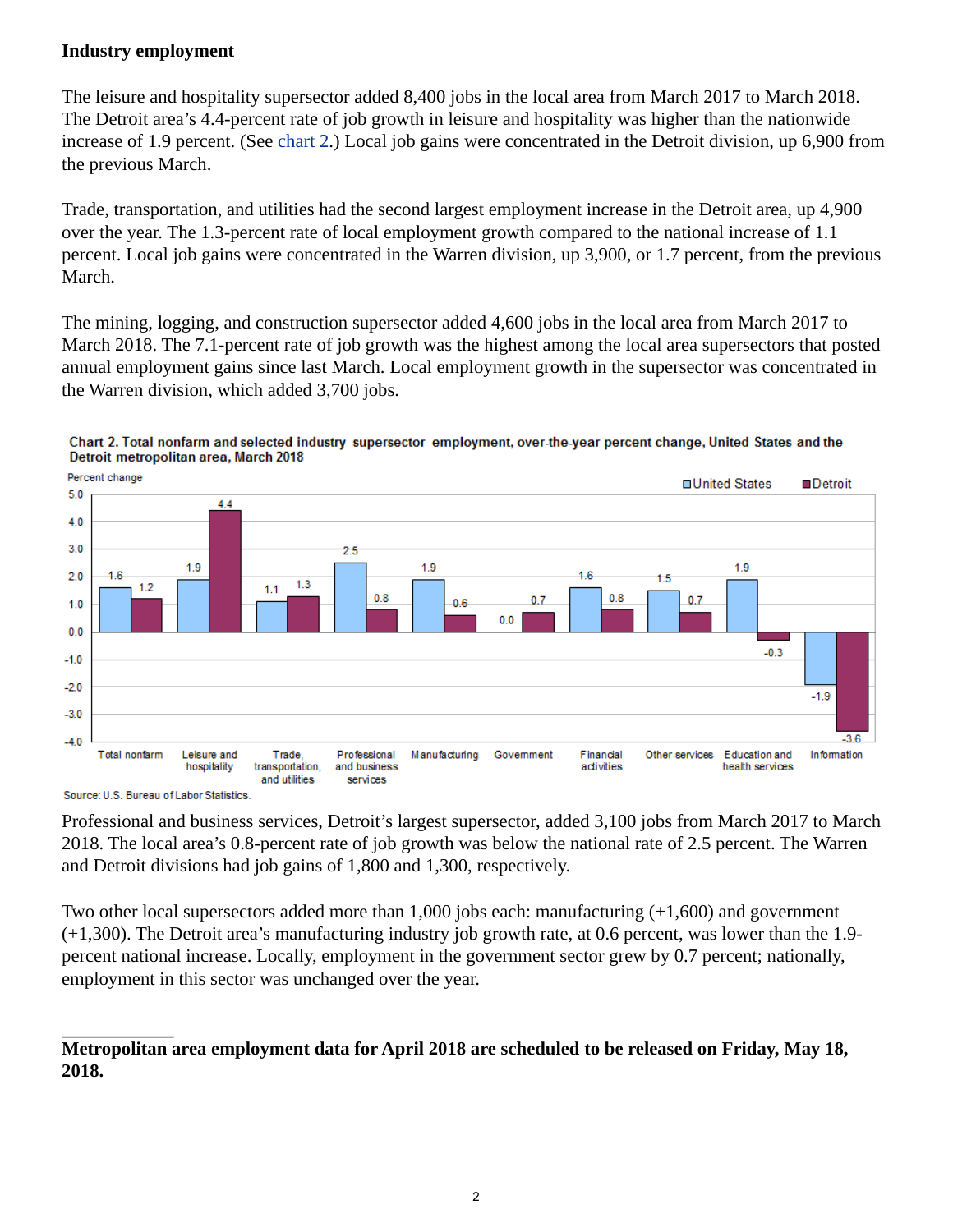### Industry employment

The leisure and hospitality supersector added 8,400 jobs in the local area from March 2017 to March 2018. The Detroit area's 4.4-percent rate of job growth in leisure and hospitality was higher than the nationwide increase of 1.9 percent. (See chart 2.) Local job gains were concentrated in the Detroit division, up 6,900 from the previous March.

Trade, transportation, and utilities had the second largest employment increase in the Detroit area, up 4,900 over the year. The 1.3-percent rate of local employment growth compared to the national increase of 1.1 percent. Local job gains were concentrated in the Warren division, up 3,900, or 1.7 percent, from the previous March.

The mining, logging, and construction supersector added 4,600 jobs in the local area from March 2017 to March 2018. The 7.1-percent rate of job growth was the highest among the local area supersectors that posted annual employment gains since last March. Local employment growth in the supersector was concentrated in the Warren division, which added 3,700 jobs.

**Chart 2. Total nonfarm and selected industry supersector employment, over-the-year percent change, United States and the Detroit metropolitan area, March 2018**

| Industry | United States | Detroit |
| --- | --- | --- |
| Total nonfarm | 1.6 | 1.2 |
| Leisure and hospitality | 1.9 | 4.4 |
| Trade, transportation, and utilities | 1.1 | 1.3 |
| Professional and business services | 2.5 | 0.8 |
| Manufacturing | 1.9 | 0.6 |
| Government | 0.0 | 0.7 |
| Financial activities | 1.6 | 0.8 |
| Other services | 1.5 | 0.7 |
| Education and health services | 1.9 | -0.3 |
| Information | -1.9 | -3.6 |

Source: U.S. Bureau of Labor Statistics.

Professional and business services, Detroit's largest supersector, added 3,100 jobs from March 2017 to March 2018. The local area's 0.8-percent rate of job growth was below the national rate of 2.5 percent. The Warren and Detroit divisions had job gains of 1,800 and 1,300, respectively.

Two other local supersectors added more than 1,000 jobs each: manufacturing (+1,600) and government (+1,300). The Detroit area's manufacturing industry job growth rate, at 0.6 percent, was lower than the 1.9-percent national increase. Locally, employment in the government sector grew by 0.7 percent; nationally, employment in this sector was unchanged over the year.

---

**Metropolitan area employment data for April 2018 are scheduled to be released on Friday, May 18, 2018.**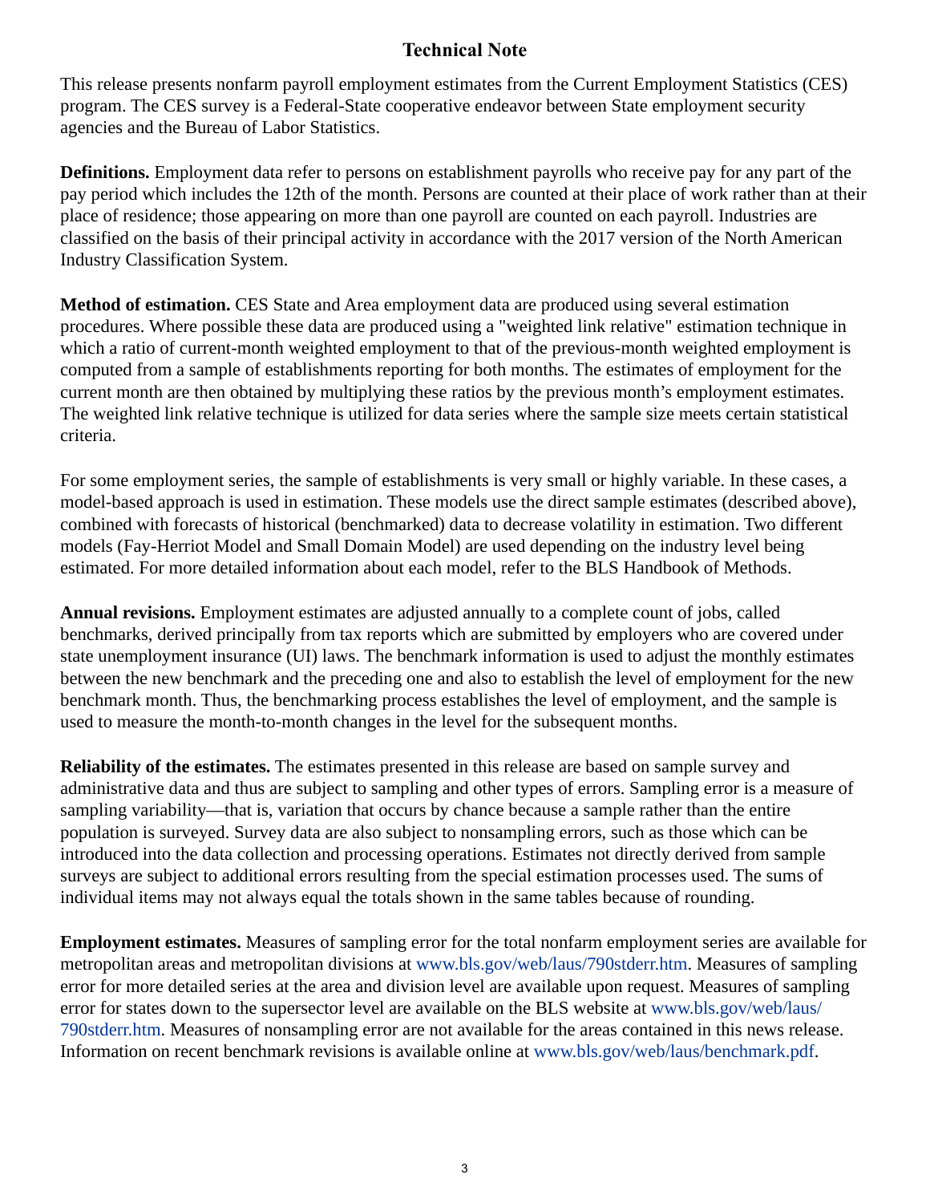# Technical Note

This release presents nonfarm payroll employment estimates from the Current Employment Statistics (CES) program. The CES survey is a Federal-State cooperative endeavor between State employment security agencies and the Bureau of Labor Statistics.

**Definitions.** Employment data refer to persons on establishment payrolls who receive pay for any part of the pay period which includes the 12th of the month. Persons are counted at their place of work rather than at their place of residence; those appearing on more than one payroll are counted on each payroll. Industries are classified on the basis of their principal activity in accordance with the 2017 version of the North American Industry Classification System.

**Method of estimation.** CES State and Area employment data are produced using several estimation procedures. Where possible these data are produced using a "weighted link relative" estimation technique in which a ratio of current-month weighted employment to that of the previous-month weighted employment is computed from a sample of establishments reporting for both months. The estimates of employment for the current month are then obtained by multiplying these ratios by the previous month's employment estimates. The weighted link relative technique is utilized for data series where the sample size meets certain statistical criteria.

For some employment series, the sample of establishments is very small or highly variable. In these cases, a model-based approach is used in estimation. These models use the direct sample estimates (described above), combined with forecasts of historical (benchmarked) data to decrease volatility in estimation. Two different models (Fay-Herriot Model and Small Domain Model) are used depending on the industry level being estimated. For more detailed information about each model, refer to the BLS Handbook of Methods.

**Annual revisions.** Employment estimates are adjusted annually to a complete count of jobs, called benchmarks, derived principally from tax reports which are submitted by employers who are covered under state unemployment insurance (UI) laws. The benchmark information is used to adjust the monthly estimates between the new benchmark and the preceding one and also to establish the level of employment for the new benchmark month. Thus, the benchmarking process establishes the level of employment, and the sample is used to measure the month-to-month changes in the level for the subsequent months.

**Reliability of the estimates.** The estimates presented in this release are based on sample survey and administrative data and thus are subject to sampling and other types of errors. Sampling error is a measure of sampling variability—that is, variation that occurs by chance because a sample rather than the entire population is surveyed. Survey data are also subject to nonsampling errors, such as those which can be introduced into the data collection and processing operations. Estimates not directly derived from sample surveys are subject to additional errors resulting from the special estimation processes used. The sums of individual items may not always equal the totals shown in the same tables because of rounding.

**Employment estimates.** Measures of sampling error for the total nonfarm employment series are available for metropolitan areas and metropolitan divisions at www.bls.gov/web/laus/790stderr.htm. Measures of sampling error for more detailed series at the area and division level are available upon request. Measures of sampling error for states down to the supersector level are available on the BLS website at www.bls.gov/web/laus/790stderr.htm. Measures of nonsampling error are not available for the areas contained in this news release. Information on recent benchmark revisions is available online at www.bls.gov/web/laus/benchmark.pdf.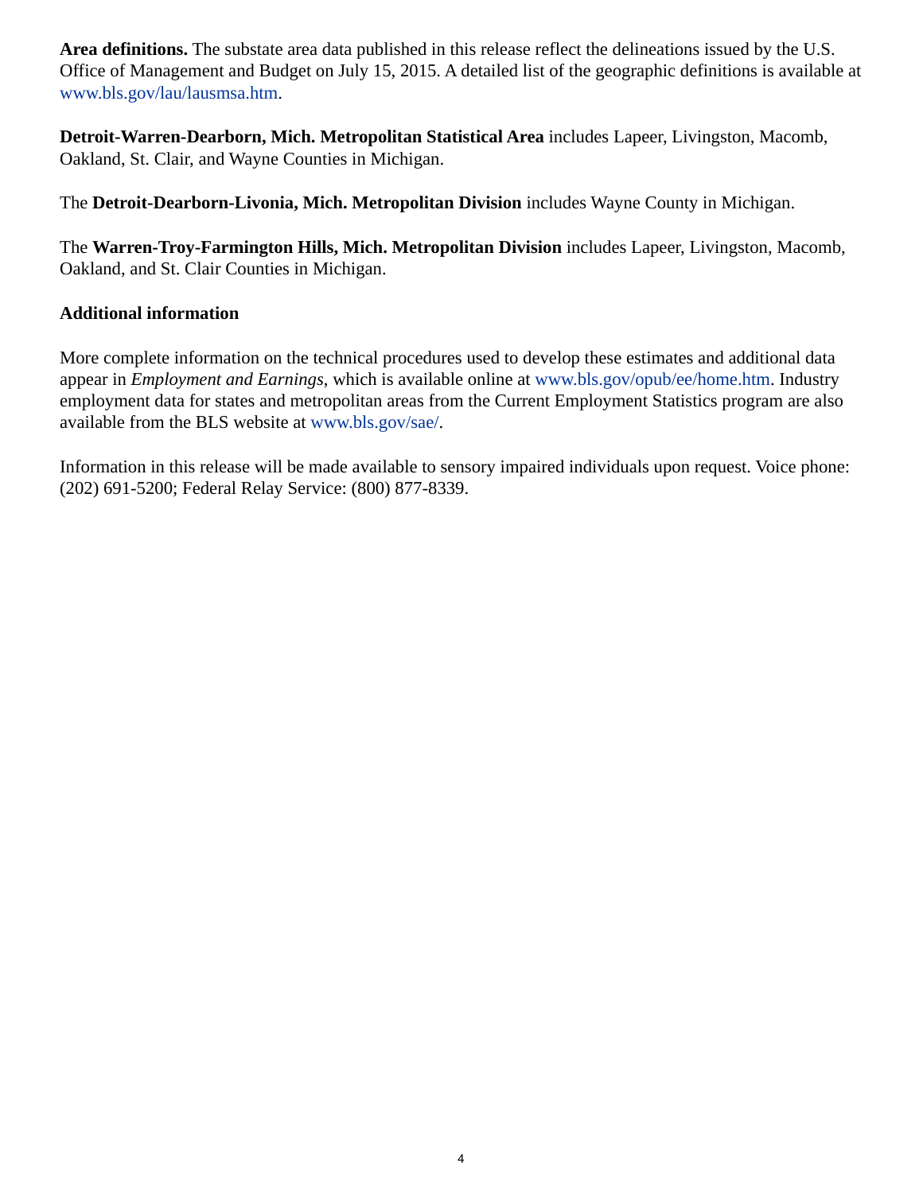**Area definitions.** The substate area data published in this release reflect the delineations issued by the U.S. Office of Management and Budget on July 15, 2015. A detailed list of the geographic definitions is available at www.bls.gov/lau/lausmsa.htm.

**Detroit-Warren-Dearborn, Mich. Metropolitan Statistical Area** includes Lapeer, Livingston, Macomb, Oakland, St. Clair, and Wayne Counties in Michigan.

The **Detroit-Dearborn-Livonia, Mich. Metropolitan Division** includes Wayne County in Michigan.

The **Warren-Troy-Farmington Hills, Mich. Metropolitan Division** includes Lapeer, Livingston, Macomb, Oakland, and St. Clair Counties in Michigan.

**Additional information**

More complete information on the technical procedures used to develop these estimates and additional data appear in *Employment and Earnings*, which is available online at www.bls.gov/opub/ee/home.htm. Industry employment data for states and metropolitan areas from the Current Employment Statistics program are also available from the BLS website at www.bls.gov/sae/.

Information in this release will be made available to sensory impaired individuals upon request. Voice phone: (202) 691-5200; Federal Relay Service: (800) 877-8339.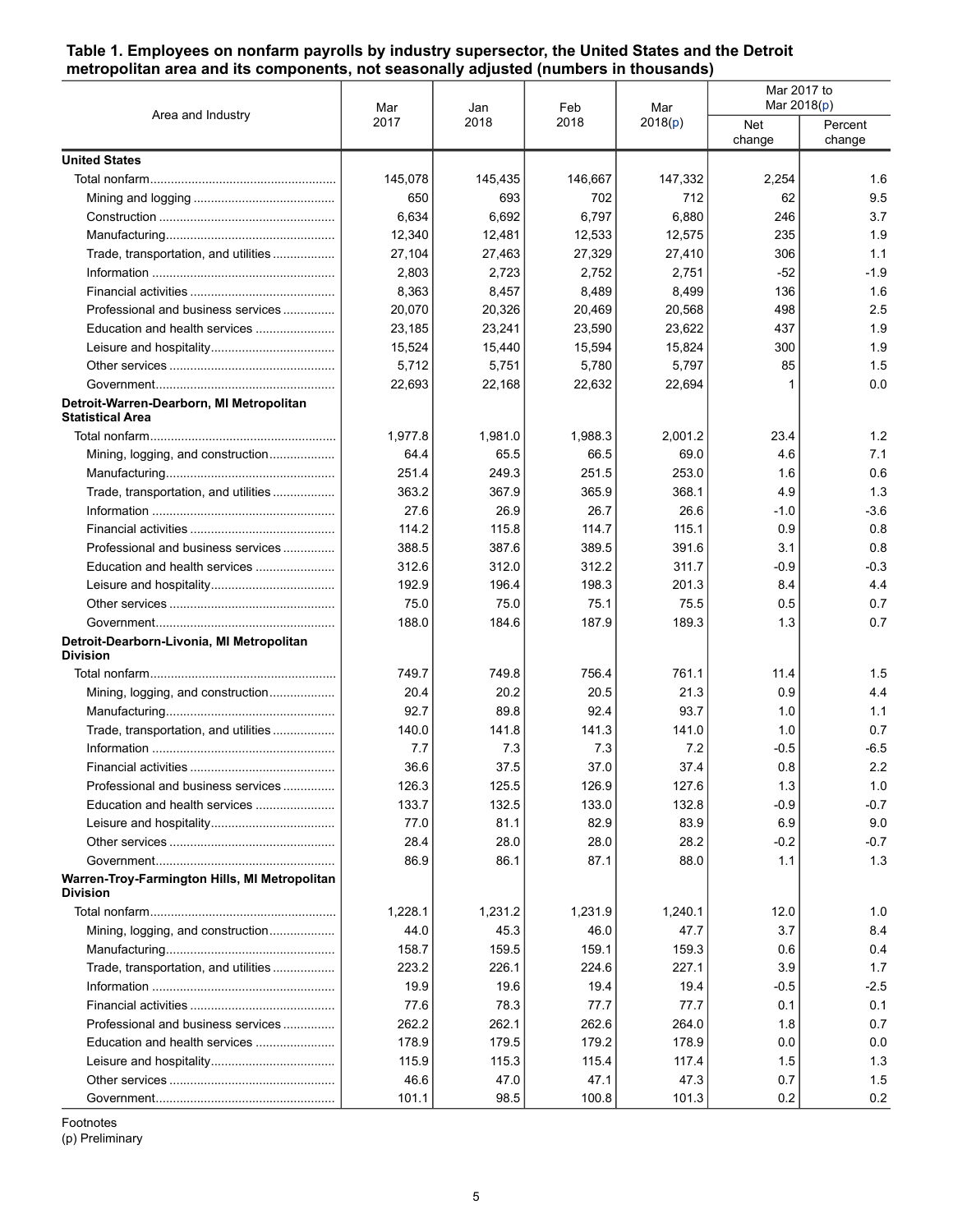**Table 1. Employees on nonfarm payrolls by industry supersector, the United States and the Detroit metropolitan area and its components, not seasonally adjusted (numbers in thousands)**

| Area and Industry | Mar 2017 | Jan 2018 | Feb 2018 | Mar 2018(p) | Mar 2017 to Mar 2018(p) | |
|---|---|---|---|---|---|---|
| | | | | | Net change | Percent change |
| **United States** | | | | | | |
| Total nonfarm | 145,078 | 145,435 | 146,667 | 147,332 | 2,254 | 1.6 |
| Mining and logging | 650 | 693 | 702 | 712 | 62 | 9.5 |
| Construction | 6,634 | 6,692 | 6,797 | 6,880 | 246 | 3.7 |
| Manufacturing | 12,340 | 12,481 | 12,533 | 12,575 | 235 | 1.9 |
| Trade, transportation, and utilities | 27,104 | 27,463 | 27,329 | 27,410 | 306 | 1.1 |
| Information | 2,803 | 2,723 | 2,752 | 2,751 | -52 | -1.9 |
| Financial activities | 8,363 | 8,457 | 8,489 | 8,499 | 136 | 1.6 |
| Professional and business services | 20,070 | 20,326 | 20,469 | 20,568 | 498 | 2.5 |
| Education and health services | 23,185 | 23,241 | 23,590 | 23,622 | 437 | 1.9 |
| Leisure and hospitality | 15,524 | 15,440 | 15,594 | 15,824 | 300 | 1.9 |
| Other services | 5,712 | 5,751 | 5,780 | 5,797 | 85 | 1.5 |
| Government | 22,693 | 22,168 | 22,632 | 22,694 | 1 | 0.0 |
| **Detroit-Warren-Dearborn, MI Metropolitan Statistical Area** | | | | | | |
| Total nonfarm | 1,977.8 | 1,981.0 | 1,988.3 | 2,001.2 | 23.4 | 1.2 |
| Mining, logging, and construction | 64.4 | 65.5 | 66.5 | 69.0 | 4.6 | 7.1 |
| Manufacturing | 251.4 | 249.3 | 251.5 | 253.0 | 1.6 | 0.6 |
| Trade, transportation, and utilities | 363.2 | 367.9 | 365.9 | 368.1 | 4.9 | 1.3 |
| Information | 27.6 | 26.9 | 26.7 | 26.6 | -1.0 | -3.6 |
| Financial activities | 114.2 | 115.8 | 114.7 | 115.1 | 0.9 | 0.8 |
| Professional and business services | 388.5 | 387.6 | 389.5 | 391.6 | 3.1 | 0.8 |
| Education and health services | 312.6 | 312.0 | 312.2 | 311.7 | -0.9 | -0.3 |
| Leisure and hospitality | 192.9 | 196.4 | 198.3 | 201.3 | 8.4 | 4.4 |
| Other services | 75.0 | 75.0 | 75.1 | 75.5 | 0.5 | 0.7 |
| Government | 188.0 | 184.6 | 187.9 | 189.3 | 1.3 | 0.7 |
| **Detroit-Dearborn-Livonia, MI Metropolitan Division** | | | | | | |
| Total nonfarm | 749.7 | 749.8 | 756.4 | 761.1 | 11.4 | 1.5 |
| Mining, logging, and construction | 20.4 | 20.2 | 20.5 | 21.3 | 0.9 | 4.4 |
| Manufacturing | 92.7 | 89.8 | 92.4 | 93.7 | 1.0 | 1.1 |
| Trade, transportation, and utilities | 140.0 | 141.8 | 141.3 | 141.0 | 1.0 | 0.7 |
| Information | 7.7 | 7.3 | 7.3 | 7.2 | -0.5 | -6.5 |
| Financial activities | 36.6 | 37.5 | 37.0 | 37.4 | 0.8 | 2.2 |
| Professional and business services | 126.3 | 125.5 | 126.9 | 127.6 | 1.3 | 1.0 |
| Education and health services | 133.7 | 132.5 | 133.0 | 132.8 | -0.9 | -0.7 |
| Leisure and hospitality | 77.0 | 81.1 | 82.9 | 83.9 | 6.9 | 9.0 |
| Other services | 28.4 | 28.0 | 28.0 | 28.2 | -0.2 | -0.7 |
| Government | 86.9 | 86.1 | 87.1 | 88.0 | 1.1 | 1.3 |
| **Warren-Troy-Farmington Hills, MI Metropolitan Division** | | | | | | |
| Total nonfarm | 1,228.1 | 1,231.2 | 1,231.9 | 1,240.1 | 12.0 | 1.0 |
| Mining, logging, and construction | 44.0 | 45.3 | 46.0 | 47.7 | 3.7 | 8.4 |
| Manufacturing | 158.7 | 159.5 | 159.1 | 159.3 | 0.6 | 0.4 |
| Trade, transportation, and utilities | 223.2 | 226.1 | 224.6 | 227.1 | 3.9 | 1.7 |
| Information | 19.9 | 19.6 | 19.4 | 19.4 | -0.5 | -2.5 |
| Financial activities | 77.6 | 78.3 | 77.7 | 77.7 | 0.1 | 0.1 |
| Professional and business services | 262.2 | 262.1 | 262.6 | 264.0 | 1.8 | 0.7 |
| Education and health services | 178.9 | 179.5 | 179.2 | 178.9 | 0.0 | 0.0 |
| Leisure and hospitality | 115.9 | 115.3 | 115.4 | 117.4 | 1.5 | 1.3 |
| Other services | 46.6 | 47.0 | 47.1 | 47.3 | 0.7 | 1.5 |
| Government | 101.1 | 98.5 | 100.8 | 101.3 | 0.2 | 0.2 |

Footnotes
(p) Preliminary